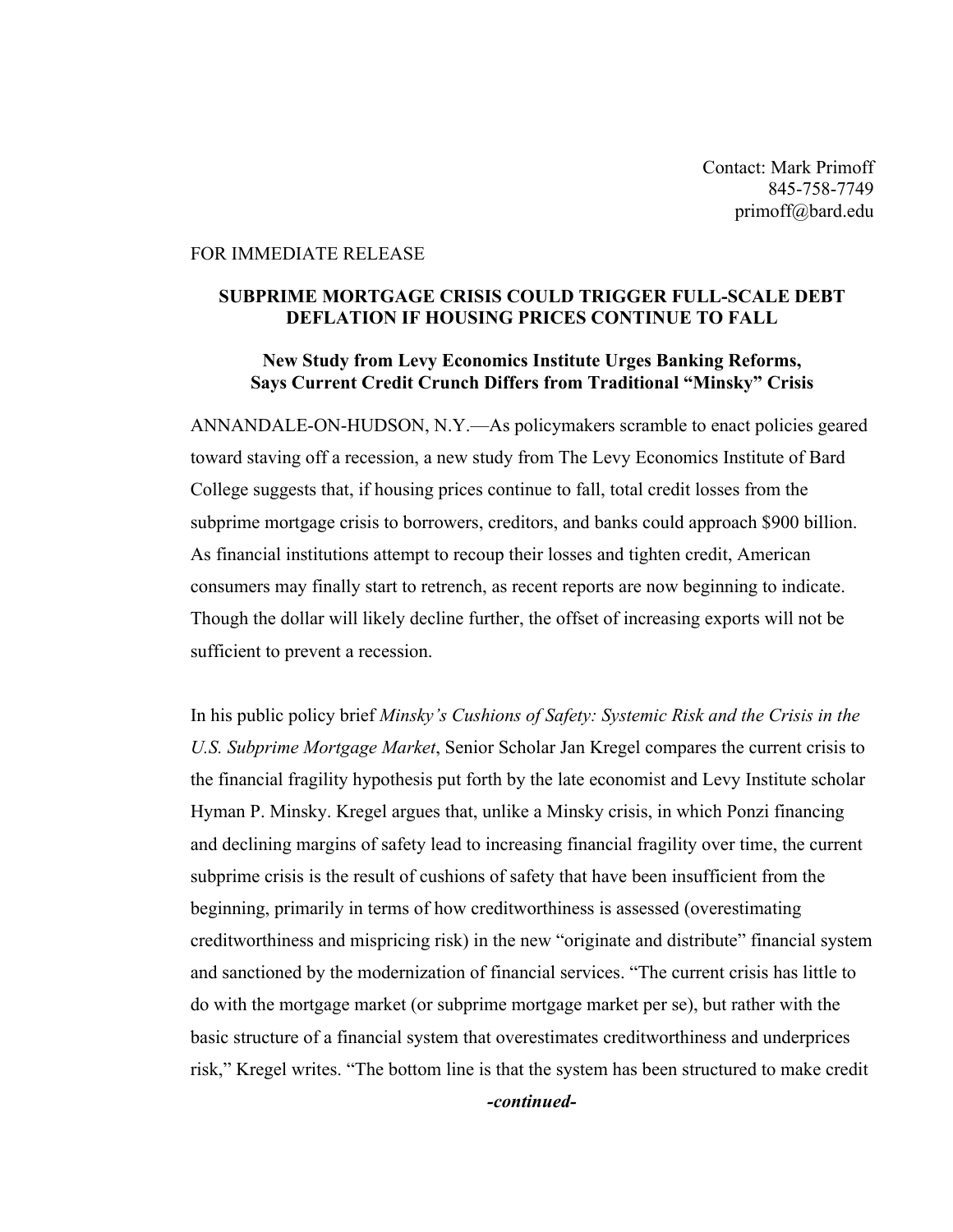Contact: Mark Primoff
845-758-7749
primoff@bard.edu

FOR IMMEDIATE RELEASE

**SUBPRIME MORTGAGE CRISIS COULD TRIGGER FULL-SCALE DEBT DEFLATION IF HOUSING PRICES CONTINUE TO FALL**

**New Study from Levy Economics Institute Urges Banking Reforms, Says Current Credit Crunch Differs from Traditional "Minsky" Crisis**

ANNANDALE-ON-HUDSON, N.Y.—As policymakers scramble to enact policies geared toward staving off a recession, a new study from The Levy Economics Institute of Bard College suggests that, if housing prices continue to fall, total credit losses from the subprime mortgage crisis to borrowers, creditors, and banks could approach $900 billion. As financial institutions attempt to recoup their losses and tighten credit, American consumers may finally start to retrench, as recent reports are now beginning to indicate. Though the dollar will likely decline further, the offset of increasing exports will not be sufficient to prevent a recession.

In his public policy brief *Minsky's Cushions of Safety: Systemic Risk and the Crisis in the U.S. Subprime Mortgage Market*, Senior Scholar Jan Kregel compares the current crisis to the financial fragility hypothesis put forth by the late economist and Levy Institute scholar Hyman P. Minsky. Kregel argues that, unlike a Minsky crisis, in which Ponzi financing and declining margins of safety lead to increasing financial fragility over time, the current subprime crisis is the result of cushions of safety that have been insufficient from the beginning, primarily in terms of how creditworthiness is assessed (overestimating creditworthiness and mispricing risk) in the new "originate and distribute" financial system and sanctioned by the modernization of financial services. "The current crisis has little to do with the mortgage market (or subprime mortgage market per se), but rather with the basic structure of a financial system that overestimates creditworthiness and underprices risk," Kregel writes. "The bottom line is that the system has been structured to make credit

***-continued-***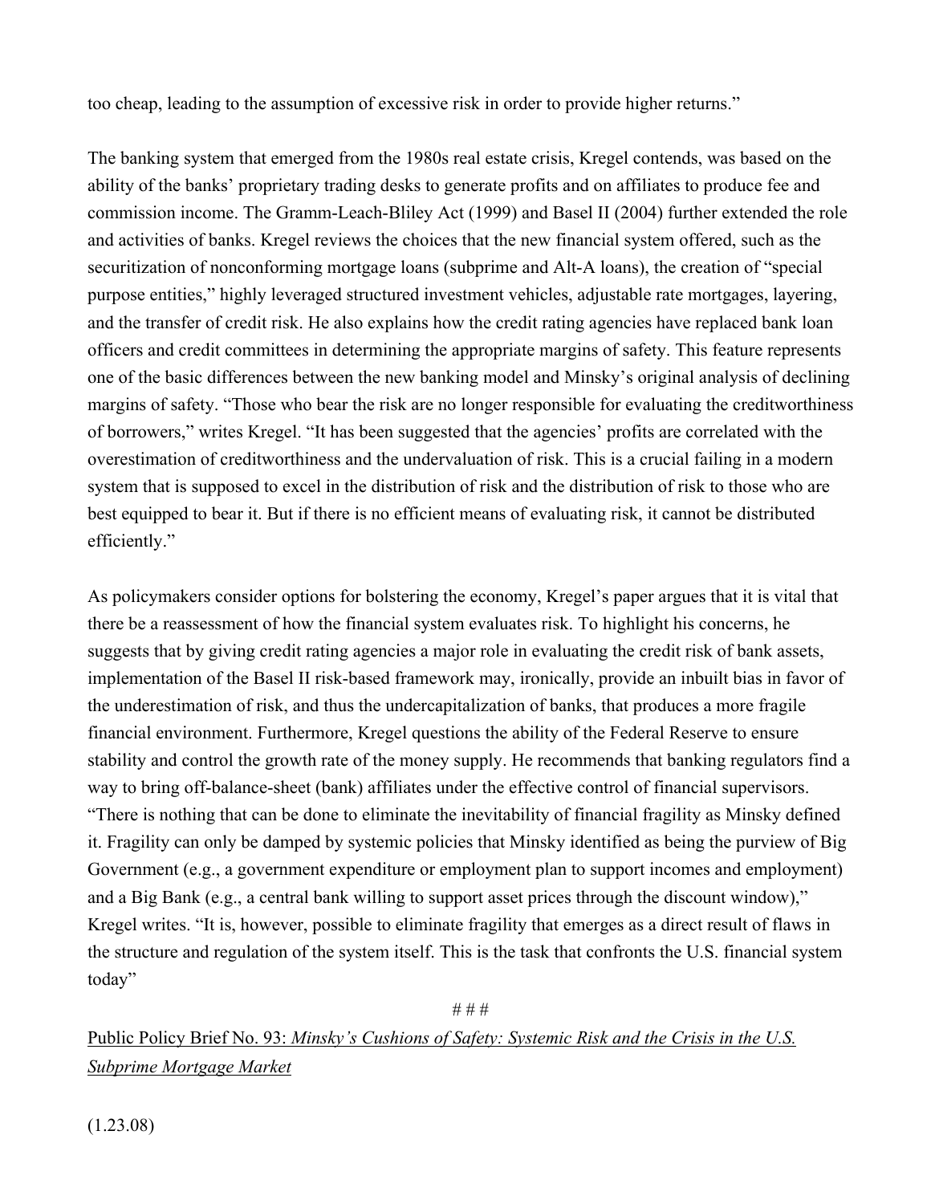too cheap, leading to the assumption of excessive risk in order to provide higher returns."

The banking system that emerged from the 1980s real estate crisis, Kregel contends, was based on the ability of the banks' proprietary trading desks to generate profits and on affiliates to produce fee and commission income. The Gramm-Leach-Bliley Act (1999) and Basel II (2004) further extended the role and activities of banks. Kregel reviews the choices that the new financial system offered, such as the securitization of nonconforming mortgage loans (subprime and Alt-A loans), the creation of "special purpose entities," highly leveraged structured investment vehicles, adjustable rate mortgages, layering, and the transfer of credit risk. He also explains how the credit rating agencies have replaced bank loan officers and credit committees in determining the appropriate margins of safety. This feature represents one of the basic differences between the new banking model and Minsky's original analysis of declining margins of safety. "Those who bear the risk are no longer responsible for evaluating the creditworthiness of borrowers," writes Kregel. "It has been suggested that the agencies' profits are correlated with the overestimation of creditworthiness and the undervaluation of risk. This is a crucial failing in a modern system that is supposed to excel in the distribution of risk and the distribution of risk to those who are best equipped to bear it. But if there is no efficient means of evaluating risk, it cannot be distributed efficiently."

As policymakers consider options for bolstering the economy, Kregel's paper argues that it is vital that there be a reassessment of how the financial system evaluates risk. To highlight his concerns, he suggests that by giving credit rating agencies a major role in evaluating the credit risk of bank assets, implementation of the Basel II risk-based framework may, ironically, provide an inbuilt bias in favor of the underestimation of risk, and thus the undercapitalization of banks, that produces a more fragile financial environment. Furthermore, Kregel questions the ability of the Federal Reserve to ensure stability and control the growth rate of the money supply. He recommends that banking regulators find a way to bring off-balance-sheet (bank) affiliates under the effective control of financial supervisors. "There is nothing that can be done to eliminate the inevitability of financial fragility as Minsky defined it. Fragility can only be damped by systemic policies that Minsky identified as being the purview of Big Government (e.g., a government expenditure or employment plan to support incomes and employment) and a Big Bank (e.g., a central bank willing to support asset prices through the discount window)," Kregel writes. "It is, however, possible to eliminate fragility that emerges as a direct result of flaws in the structure and regulation of the system itself. This is the task that confronts the U.S. financial system today"

# # #

Public Policy Brief No. 93: *Minsky's Cushions of Safety: Systemic Risk and the Crisis in the U.S. Subprime Mortgage Market*

(1.23.08)